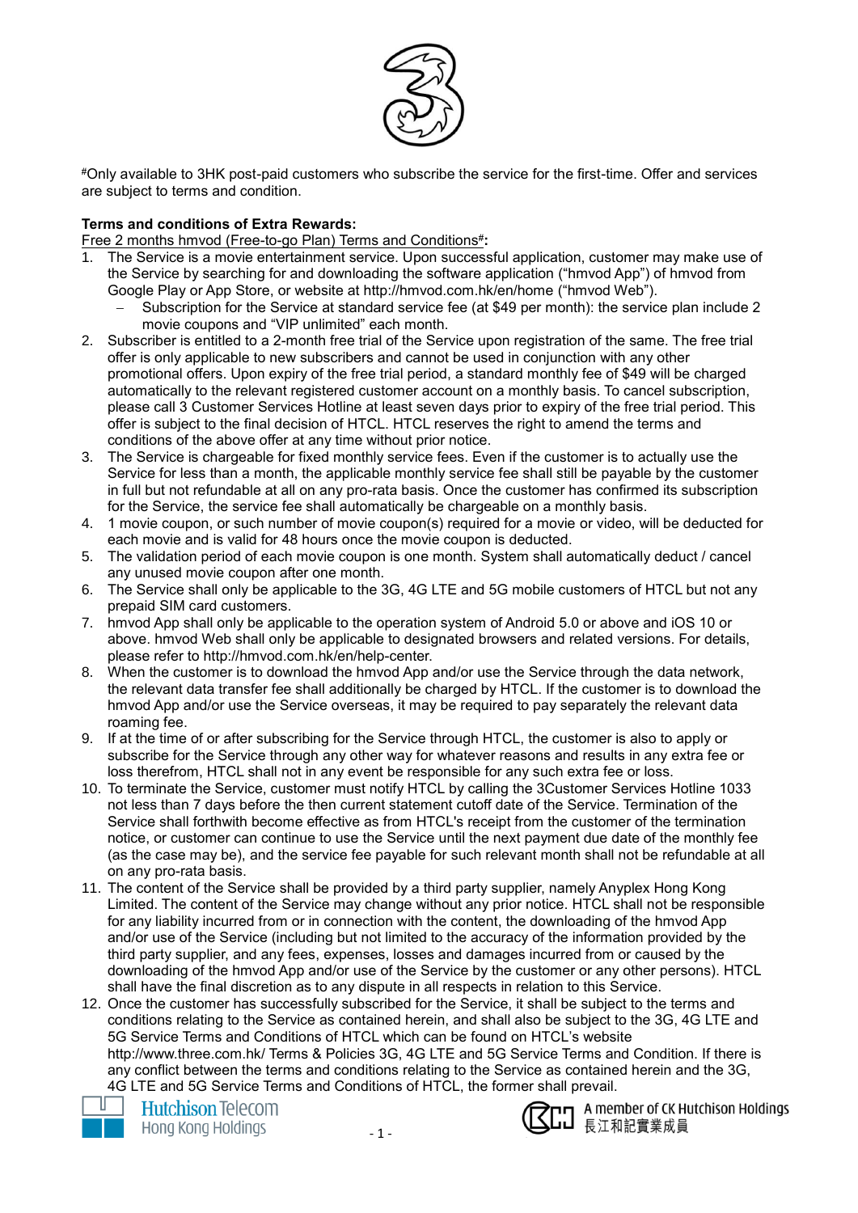[#]Only available to 3HK post-paid customers who subscribe the service for the first-time. Offer and services are subject to terms and condition.

**Terms and conditions of Extra Rewards:**

Free 2 months hmvod (Free-to-go Plan) Terms and Conditions[#]**:**

1. The Service is a movie entertainment service. Upon successful application, customer may make use of the Service by searching for and downloading the software application ("hmvod App") of hmvod from Google Play or App Store, or website at http://hmvod.com.hk/en/home ("hmvod Web").
   - Subscription for the Service at standard service fee (at $49 per month): the service plan include 2 movie coupons and "VIP unlimited" each month.
2. Subscriber is entitled to a 2-month free trial of the Service upon registration of the same. The free trial offer is only applicable to new subscribers and cannot be used in conjunction with any other promotional offers. Upon expiry of the free trial period, a standard monthly fee of $49 will be charged automatically to the relevant registered customer account on a monthly basis. To cancel subscription, please call 3 Customer Services Hotline at least seven days prior to expiry of the free trial period. This offer is subject to the final decision of HTCL. HTCL reserves the right to amend the terms and conditions of the above offer at any time without prior notice.
3. The Service is chargeable for fixed monthly service fees. Even if the customer is to actually use the Service for less than a month, the applicable monthly service fee shall still be payable by the customer in full but not refundable at all on any pro-rata basis. Once the customer has confirmed its subscription for the Service, the service fee shall automatically be chargeable on a monthly basis.
4. 1 movie coupon, or such number of movie coupon(s) required for a movie or video, will be deducted for each movie and is valid for 48 hours once the movie coupon is deducted.
5. The validation period of each movie coupon is one month. System shall automatically deduct / cancel any unused movie coupon after one month.
6. The Service shall only be applicable to the 3G, 4G LTE and 5G mobile customers of HTCL but not any prepaid SIM card customers.
7. hmvod App shall only be applicable to the operation system of Android 5.0 or above and iOS 10 or above. hmvod Web shall only be applicable to designated browsers and related versions. For details, please refer to http://hmvod.com.hk/en/help-center.
8. When the customer is to download the hmvod App and/or use the Service through the data network, the relevant data transfer fee shall additionally be charged by HTCL. If the customer is to download the hmvod App and/or use the Service overseas, it may be required to pay separately the relevant data roaming fee.
9. If at the time of or after subscribing for the Service through HTCL, the customer is also to apply or subscribe for the Service through any other way for whatever reasons and results in any extra fee or loss therefrom, HTCL shall not in any event be responsible for any such extra fee or loss.
10. To terminate the Service, customer must notify HTCL by calling the 3Customer Services Hotline 1033 not less than 7 days before the then current statement cutoff date of the Service. Termination of the Service shall forthwith become effective as from HTCL's receipt from the customer of the termination notice, or customer can continue to use the Service until the next payment due date of the monthly fee (as the case may be), and the service fee payable for such relevant month shall not be refundable at all on any pro-rata basis.
11. The content of the Service shall be provided by a third party supplier, namely Anyplex Hong Kong Limited. The content of the Service may change without any prior notice. HTCL shall not be responsible for any liability incurred from or in connection with the content, the downloading of the hmvod App and/or use of the Service (including but not limited to the accuracy of the information provided by the third party supplier, and any fees, expenses, losses and damages incurred from or caused by the downloading of the hmvod App and/or use of the Service by the customer or any other persons). HTCL shall have the final discretion as to any dispute in all respects in relation to this Service.
12. Once the customer has successfully subscribed for the Service, it shall be subject to the terms and conditions relating to the Service as contained herein, and shall also be subject to the 3G, 4G LTE and 5G Service Terms and Conditions of HTCL which can be found on HTCL's website http://www.three.com.hk/ Terms & Policies 3G, 4G LTE and 5G Service Terms and Condition. If there is any conflict between the terms and conditions relating to the Service as contained herein and the 3G, 4G LTE and 5G Service Terms and Conditions of HTCL, the former shall prevail.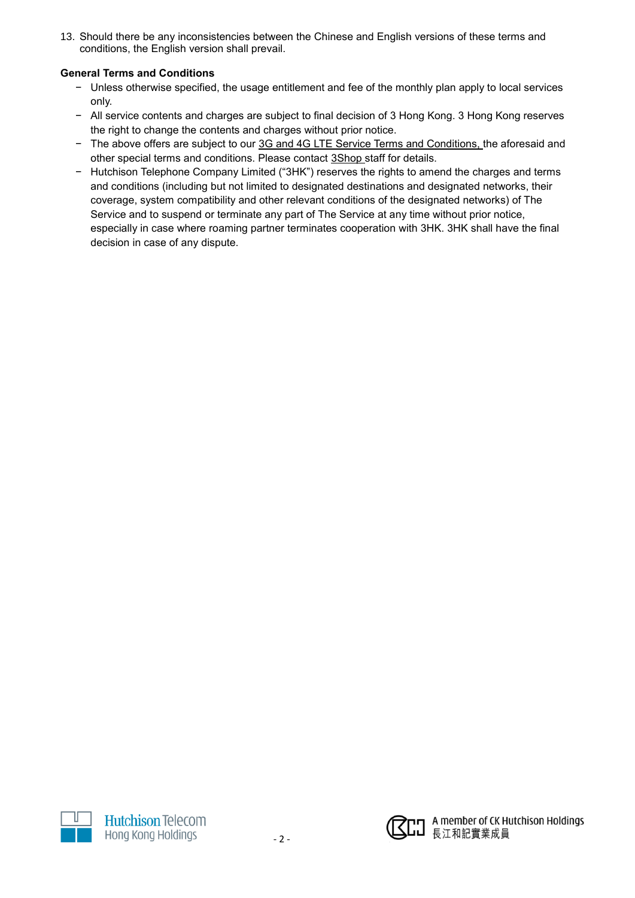13. Should there be any inconsistencies between the Chinese and English versions of these terms and conditions, the English version shall prevail.

**General Terms and Conditions**

- Unless otherwise specified, the usage entitlement and fee of the monthly plan apply to local services only.
- All service contents and charges are subject to final decision of 3 Hong Kong. 3 Hong Kong reserves the right to change the contents and charges without prior notice.
- The above offers are subject to our 3G and 4G LTE Service Terms and Conditions, the aforesaid and other special terms and conditions. Please contact 3Shop staff for details.
- Hutchison Telephone Company Limited ("3HK") reserves the rights to amend the charges and terms and conditions (including but not limited to designated destinations and designated networks, their coverage, system compatibility and other relevant conditions of the designated networks) of The Service and to suspend or terminate any part of The Service at any time without prior notice, especially in case where roaming partner terminates cooperation with 3HK. 3HK shall have the final decision in case of any dispute.